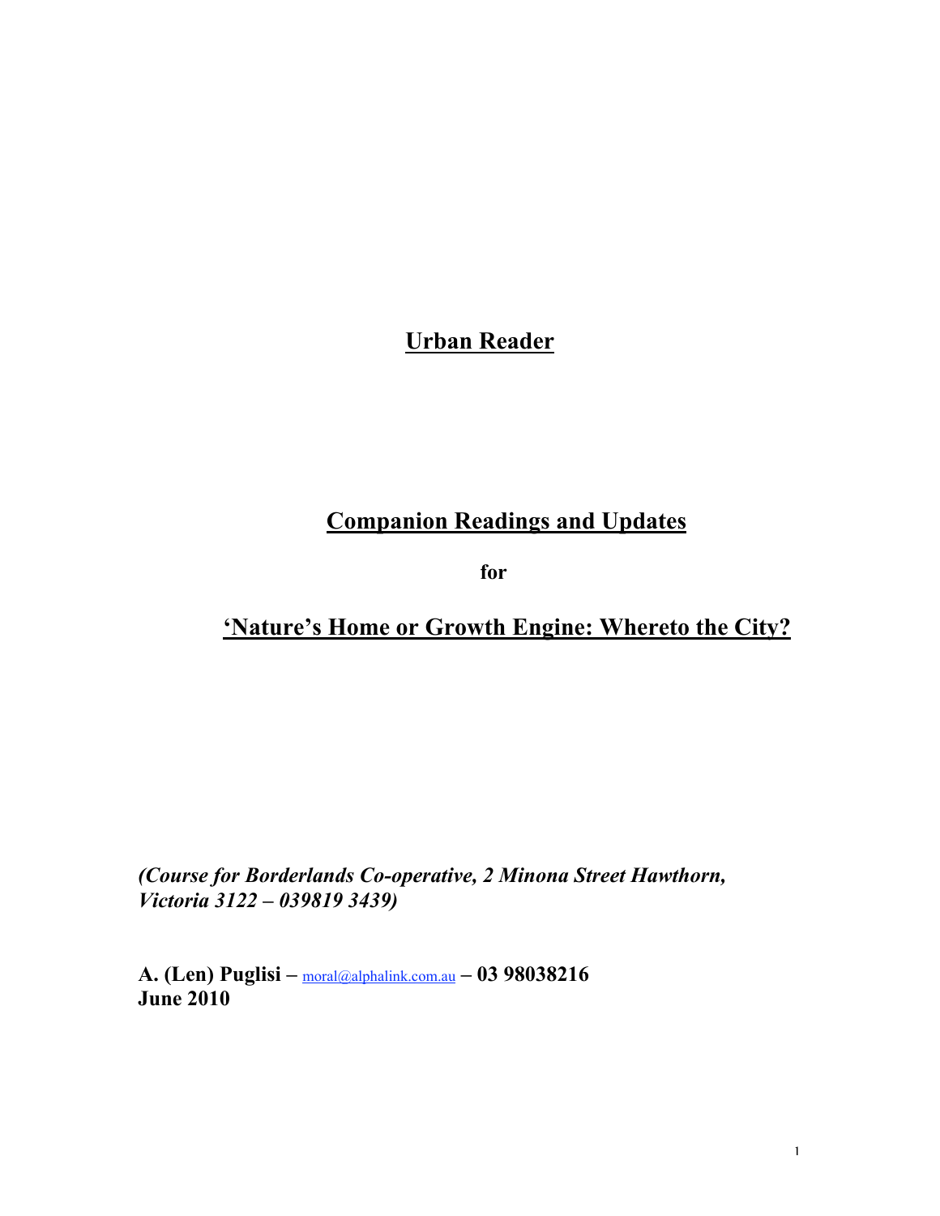# Urban Reader

## Companion Readings and Updates

**for**

## 'Nature's Home or Growth Engine: Whereto the City?

***(Course for Borderlands Co-operative, 2 Minona Street Hawthorn, Victoria 3122 – 039819 3439)***

**A. (Len) Puglisi –** moral@alphalink.com.au **– 03 98038216**
**June 2010**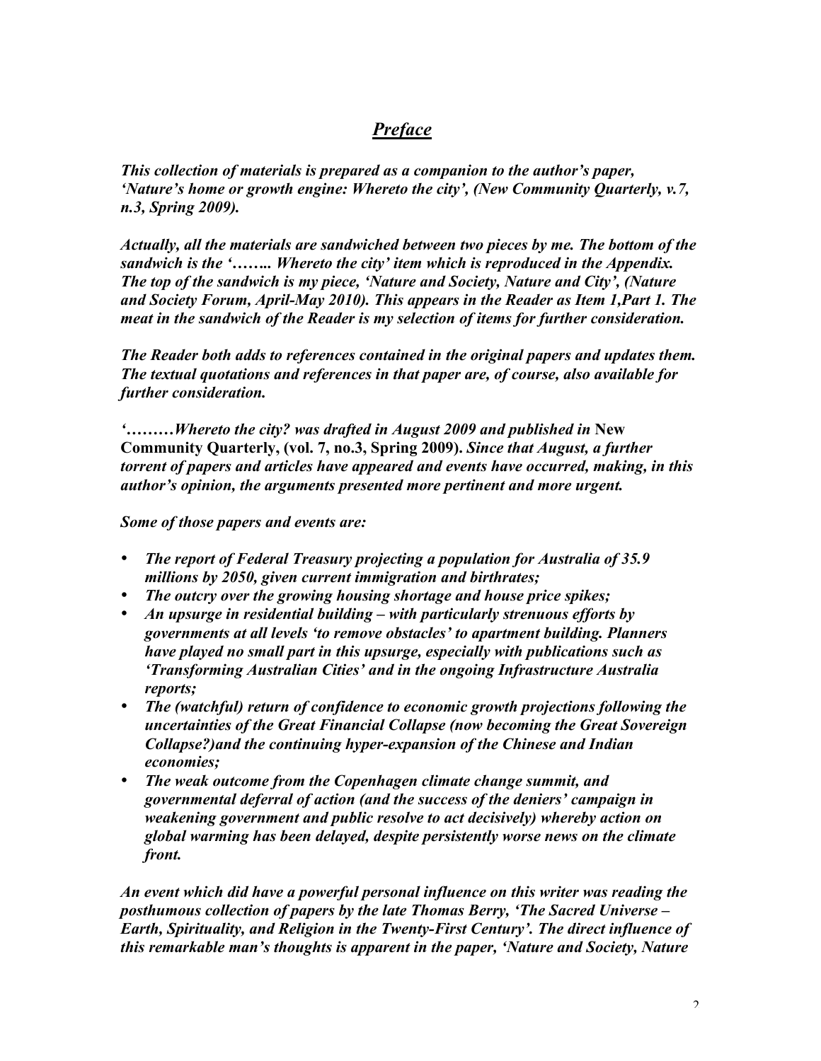## ***Preface***

***This collection of materials is prepared as a companion to the author's paper, 'Nature's home or growth engine: Whereto the city', (New Community Quarterly, v.7, n.3, Spring 2009).***

***Actually, all the materials are sandwiched between two pieces by me. The bottom of the sandwich is the '…….. Whereto the city' item which is reproduced in the Appendix. The top of the sandwich is my piece, 'Nature and Society, Nature and City', (Nature and Society Forum, April-May 2010). This appears in the Reader as Item 1,Part 1. The meat in the sandwich of the Reader is my selection of items for further consideration.***

***The Reader both adds to references contained in the original papers and updates them. The textual quotations and references in that paper are, of course, also available for further consideration.***

***'………Whereto the city? was drafted in August 2009 and published in* New Community Quarterly, (vol. 7, no.3, Spring 2009).** *Since that August, a further torrent of papers and articles have appeared and events have occurred, making, in this author's opinion, the arguments presented more pertinent and more urgent.***

***Some of those papers and events are:***

- ***The report of Federal Treasury projecting a population for Australia of 35.9 millions by 2050, given current immigration and birthrates;***
- ***The outcry over the growing housing shortage and house price spikes;***
- ***An upsurge in residential building – with particularly strenuous efforts by governments at all levels 'to remove obstacles' to apartment building. Planners have played no small part in this upsurge, especially with publications such as 'Transforming Australian Cities' and in the ongoing Infrastructure Australia reports;***
- ***The (watchful) return of confidence to economic growth projections following the uncertainties of the Great Financial Collapse (now becoming the Great Sovereign Collapse?)and the continuing hyper-expansion of the Chinese and Indian economies;***
- ***The weak outcome from the Copenhagen climate change summit, and governmental deferral of action (and the success of the deniers' campaign in weakening government and public resolve to act decisively) whereby action on global warming has been delayed, despite persistently worse news on the climate front.***

***An event which did have a powerful personal influence on this writer was reading the posthumous collection of papers by the late Thomas Berry, 'The Sacred Universe – Earth, Spirituality, and Religion in the Twenty-First Century'. The direct influence of this remarkable man's thoughts is apparent in the paper, 'Nature and Society, Nature***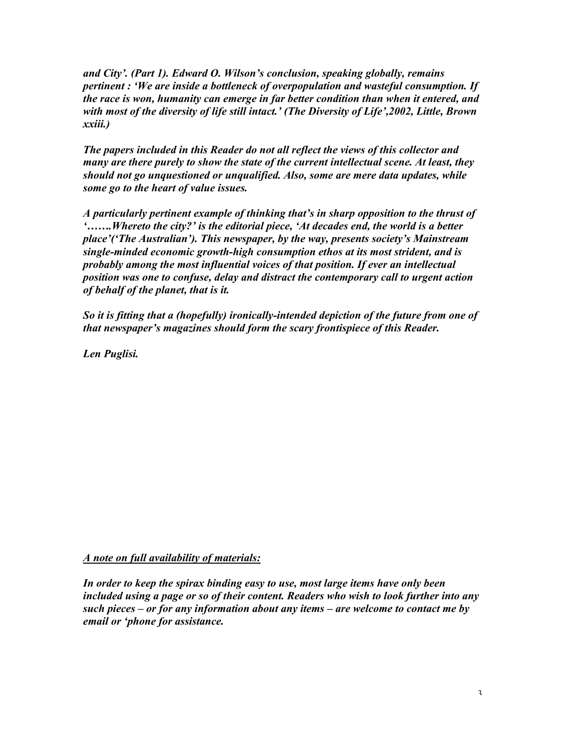***and City'. (Part 1). Edward O. Wilson's conclusion, speaking globally, remains pertinent : 'We are inside a bottleneck of overpopulation and wasteful consumption. If the race is won, humanity can emerge in far better condition than when it entered, and with most of the diversity of life still intact.' (The Diversity of Life',2002, Little, Brown xxiii.)***

***The papers included in this Reader do not all reflect the views of this collector and many are there purely to show the state of the current intellectual scene. At least, they should not go unquestioned or unqualified. Also, some are mere data updates, while some go to the heart of value issues.***

***A particularly pertinent example of thinking that's in sharp opposition to the thrust of '…….Whereto the city?' is the editorial piece, 'At decades end, the world is a better place'('The Australian'). This newspaper, by the way, presents society's Mainstream single-minded economic growth-high consumption ethos at its most strident, and is probably among the most influential voices of that position. If ever an intellectual position was one to confuse, delay and distract the contemporary call to urgent action of behalf of the planet, that is it.***

***So it is fitting that a (hopefully) ironically-intended depiction of the future from one of that newspaper's magazines should form the scary frontispiece of this Reader.***

***Len Puglisi.***

***<u>A note on full availability of materials:</u>***

***In order to keep the spirax binding easy to use, most large items have only been included using a page or so of their content. Readers who wish to look further into any such pieces – or for any information about any items – are welcome to contact me by email or 'phone for assistance.***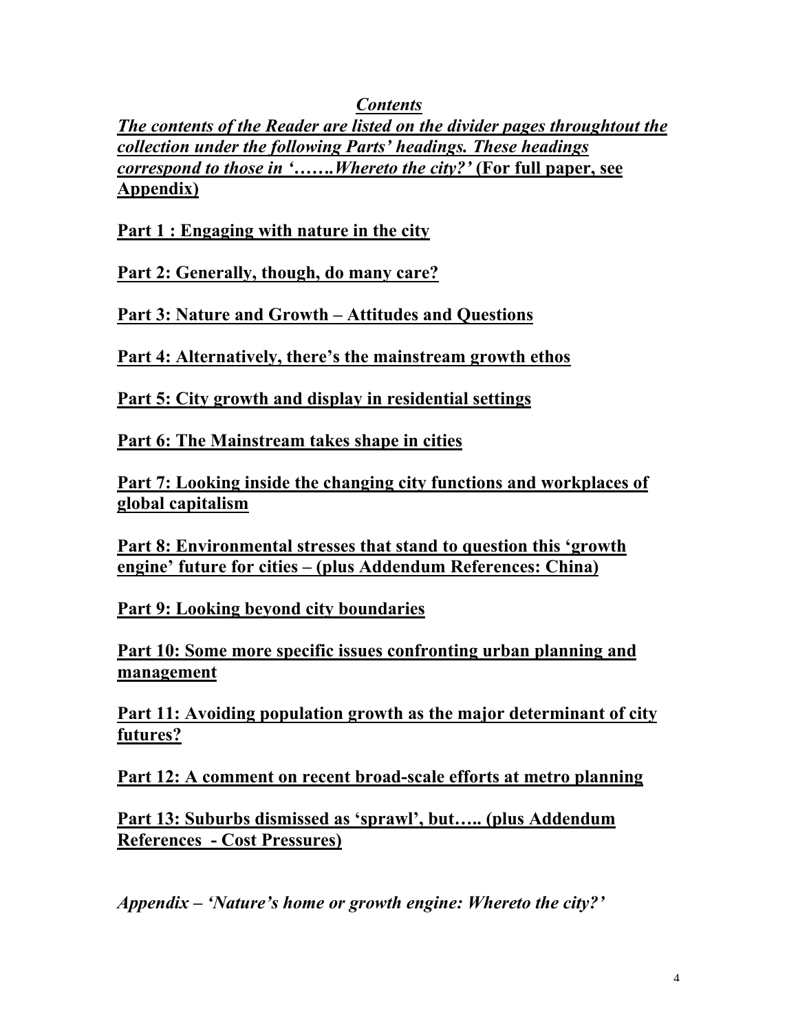# *Contents*

***The contents of the Reader are listed on the divider pages throughtout the collection under the following Parts' headings. These headings correspond to those in '…….Whereto the city?'* (For full paper, see Appendix)**

**Part 1 : Engaging with nature in the city**

**Part 2: Generally, though, do many care?**

**Part 3: Nature and Growth – Attitudes and Questions**

**Part 4: Alternatively, there's the mainstream growth ethos**

**Part 5: City growth and display in residential settings**

**Part 6: The Mainstream takes shape in cities**

**Part 7: Looking inside the changing city functions and workplaces of global capitalism**

**Part 8: Environmental stresses that stand to question this 'growth engine' future for cities – (plus Addendum References: China)**

**Part 9: Looking beyond city boundaries**

**Part 10: Some more specific issues confronting urban planning and management**

**Part 11: Avoiding population growth as the major determinant of city futures?**

**Part 12: A comment on recent broad-scale efforts at metro planning**

**Part 13: Suburbs dismissed as 'sprawl', but….. (plus Addendum References - Cost Pressures)**

***Appendix – 'Nature's home or growth engine: Whereto the city?'***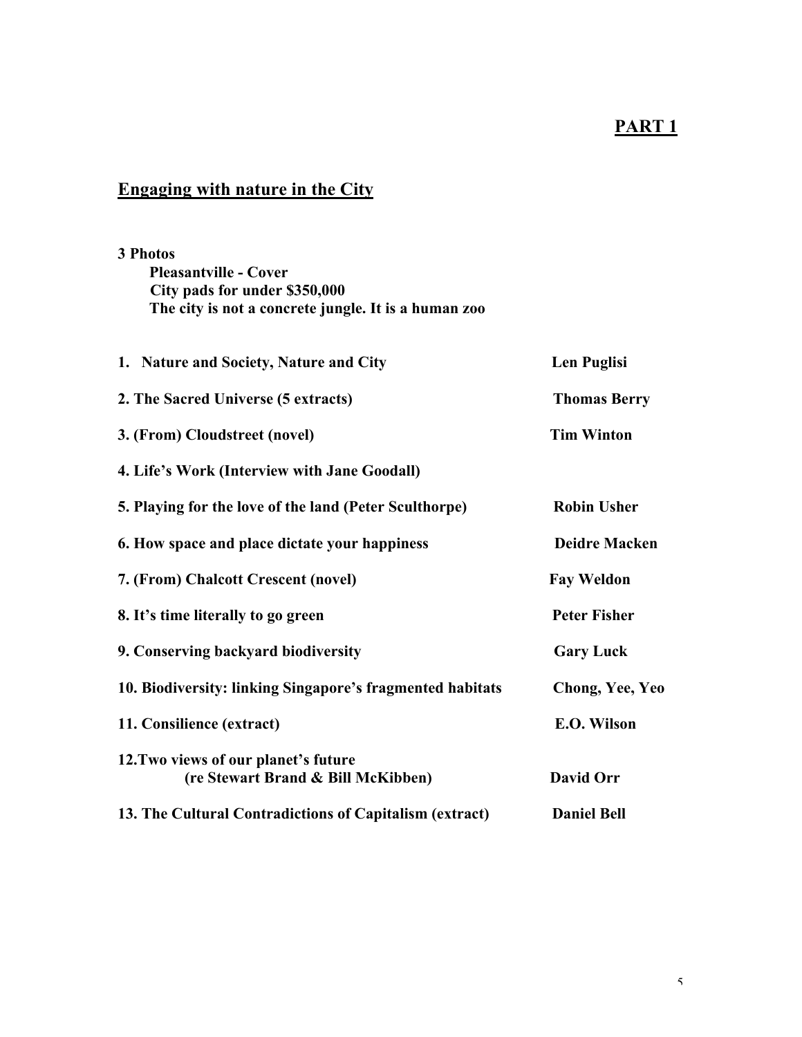# PART 1

## Engaging with nature in the City

**3 Photos**

**Pleasantville - Cover**
**City pads for under $350,000**
**The city is not a concrete jungle. It is a human zoo**

| | |
|---|---|
| **1. Nature and Society, Nature and City** | **Len Puglisi** |
| **2. The Sacred Universe (5 extracts)** | **Thomas Berry** |
| **3. (From) Cloudstreet (novel)** | **Tim Winton** |
| **4. Life's Work (Interview with Jane Goodall)** | |
| **5. Playing for the love of the land (Peter Sculthorpe)** | **Robin Usher** |
| **6. How space and place dictate your happiness** | **Deidre Macken** |
| **7. (From) Chalcott Crescent (novel)** | **Fay Weldon** |
| **8. It's time literally to go green** | **Peter Fisher** |
| **9. Conserving backyard biodiversity** | **Gary Luck** |
| **10. Biodiversity: linking Singapore's fragmented habitats** | **Chong, Yee, Yeo** |
| **11. Consilience (extract)** | **E.O. Wilson** |
| **12. Two views of our planet's future (re Stewart Brand & Bill McKibben)** | **David Orr** |
| **13. The Cultural Contradictions of Capitalism (extract)** | **Daniel Bell** |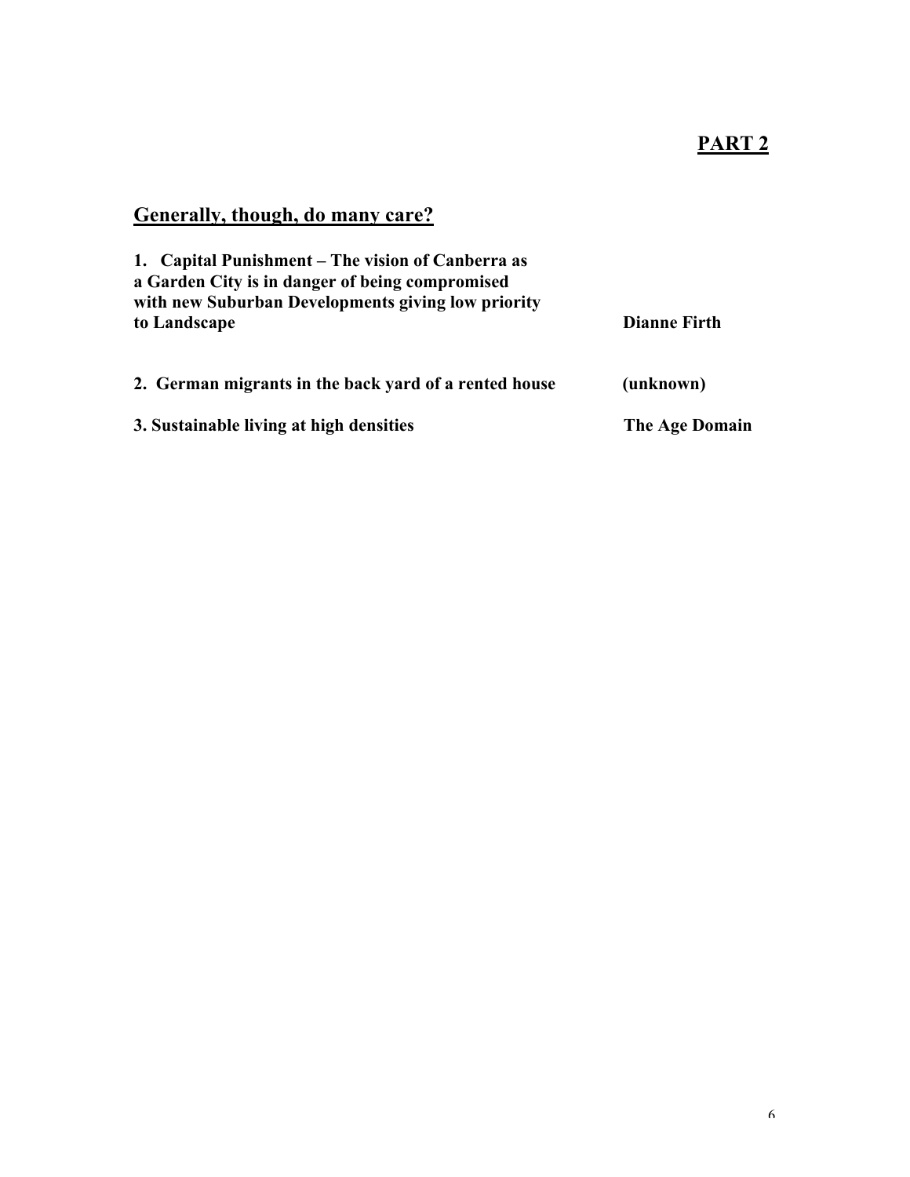## PART 2

## Generally, though, do many care?

**1. Capital Punishment – The vision of Canberra as a Garden City is in danger of being compromised with new Suburban Developments giving low priority to Landscape** — **Dianne Firth**

**2. German migrants in the back yard of a rented house** — **(unknown)**

**3. Sustainable living at high densities** — **The Age Domain**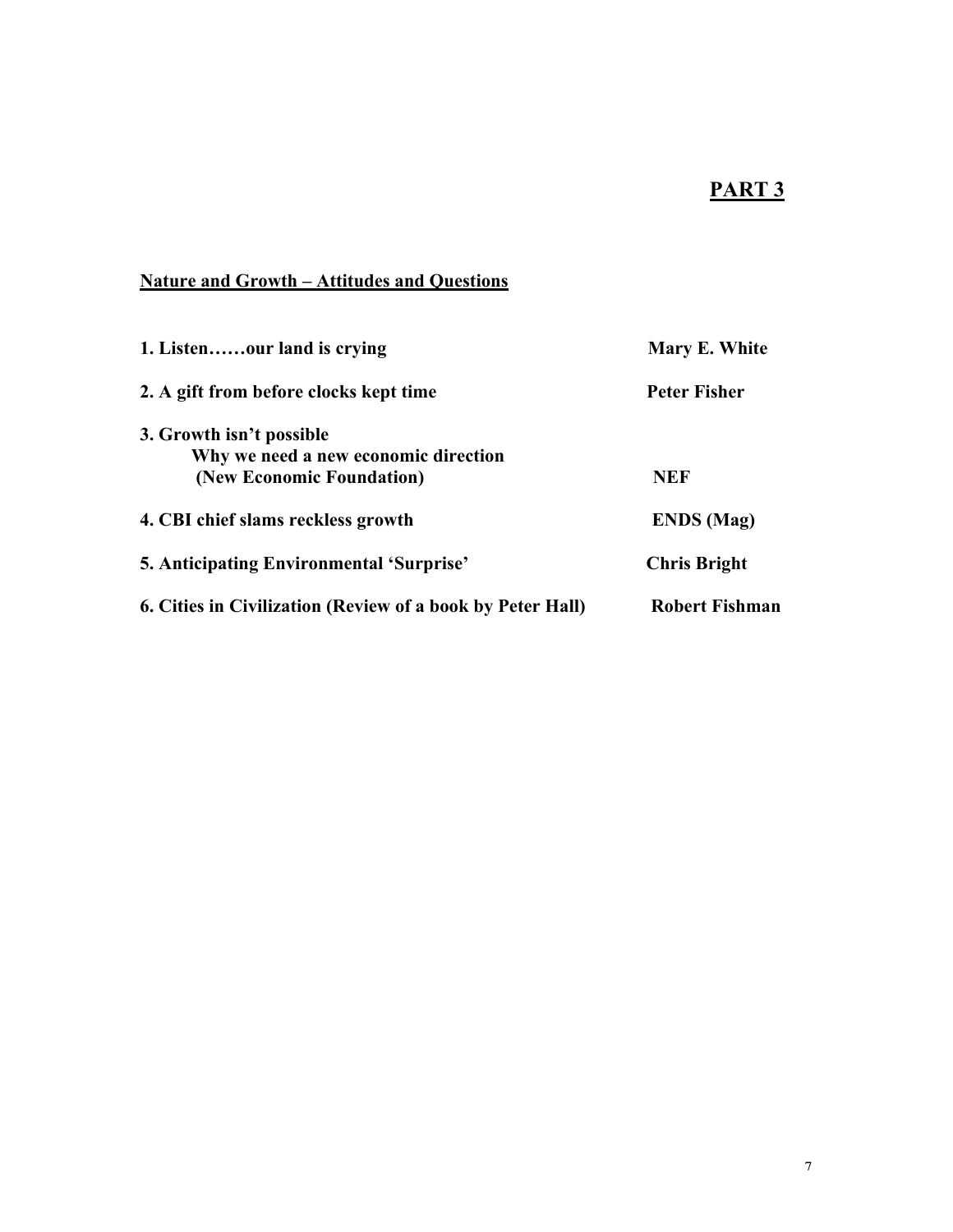# PART 3

## Nature and Growth – Attitudes and Questions

| | |
|---|---|
| **1. Listen……our land is crying** | **Mary E. White** |
| **2. A gift from before clocks kept time** | **Peter Fisher** |
| **3. Growth isn't possible**<br>**Why we need a new economic direction**<br>**(New Economic Foundation)** | **NEF** |
| **4. CBI chief slams reckless growth** | **ENDS (Mag)** |
| **5. Anticipating Environmental 'Surprise'** | **Chris Bright** |
| **6. Cities in Civilization (Review of a book by Peter Hall)** | **Robert Fishman** |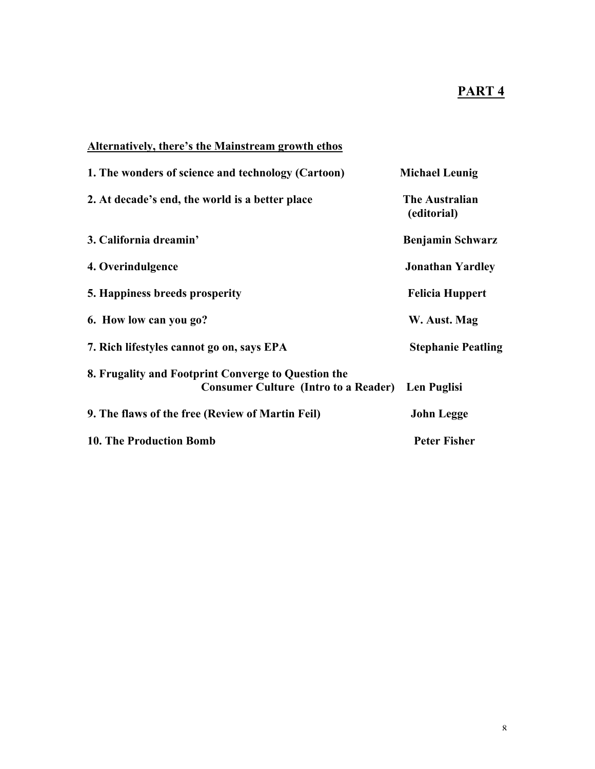## PART 4

**Alternatively, there's the Mainstream growth ethos**

| | |
|---|---|
| **1. The wonders of science and technology (Cartoon)** | **Michael Leunig** |
| **2. At decade's end, the world is a better place** | **The Australian (editorial)** |
| **3. California dreamin'** | **Benjamin Schwarz** |
| **4. Overindulgence** | **Jonathan Yardley** |
| **5. Happiness breeds prosperity** | **Felicia Huppert** |
| **6. How low can you go?** | **W. Aust. Mag** |
| **7. Rich lifestyles cannot go on, says EPA** | **Stephanie Peatling** |
| **8. Frugality and Footprint Converge to Question the Consumer Culture (Intro to a Reader)** | **Len Puglisi** |
| **9. The flaws of the free (Review of Martin Feil)** | **John Legge** |
| **10. The Production Bomb** | **Peter Fisher** |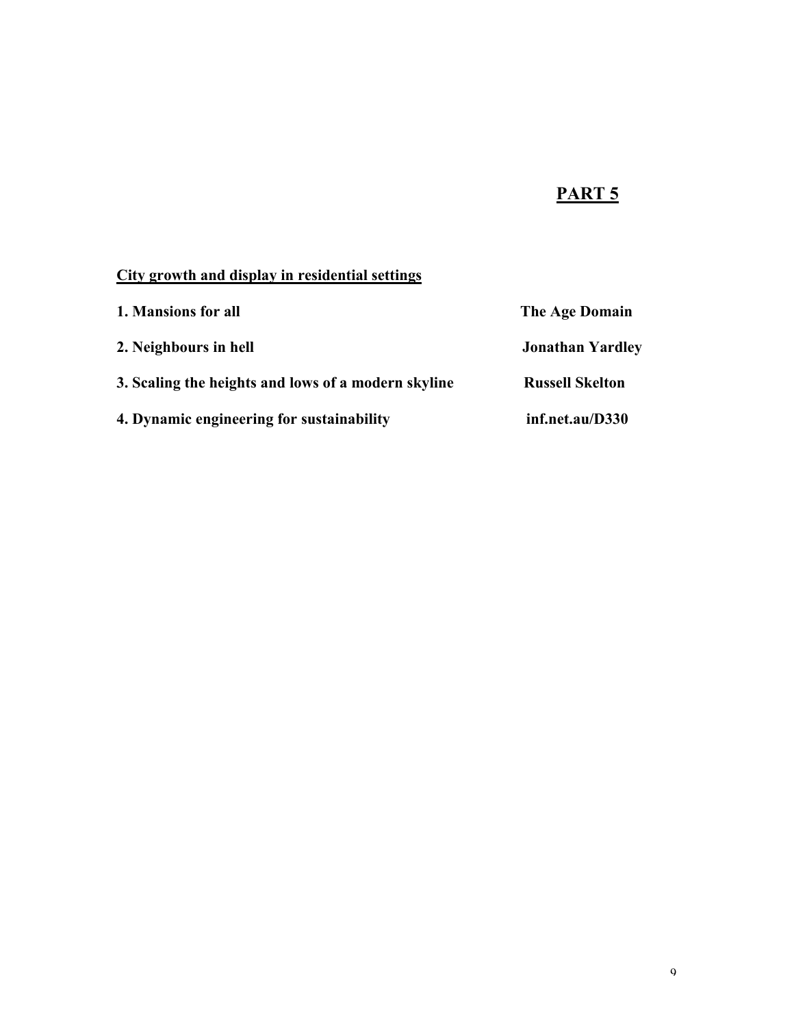# PART 5

## City growth and display in residential settings

| | |
|---|---|
| **1. Mansions for all** | **The Age Domain** |
| **2. Neighbours in hell** | **Jonathan Yardley** |
| **3. Scaling the heights and lows of a modern skyline** | **Russell Skelton** |
| **4. Dynamic engineering for sustainability** | **inf.net.au/D330** |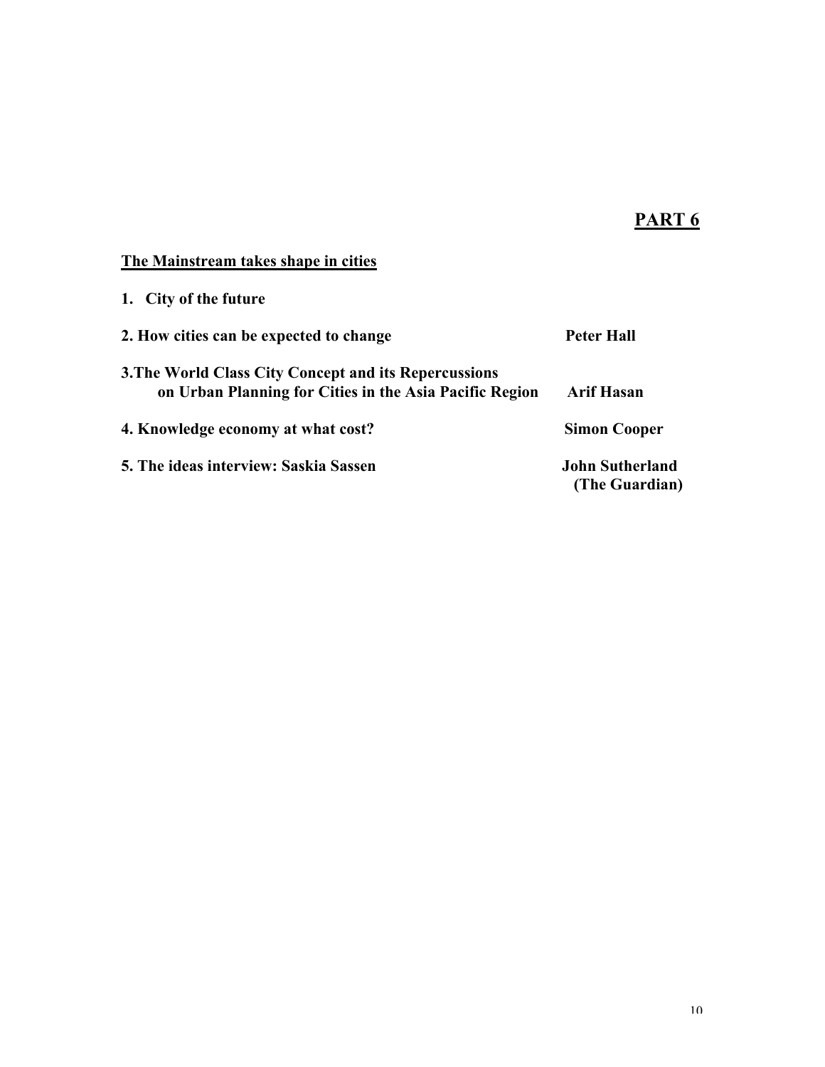# PART 6

## The Mainstream takes shape in cities

| | |
|---|---|
| **1. City of the future** | |
| **2. How cities can be expected to change** | **Peter Hall** |
| **3. The World Class City Concept and its Repercussions on Urban Planning for Cities in the Asia Pacific Region** | **Arif Hasan** |
| **4. Knowledge economy at what cost?** | **Simon Cooper** |
| **5. The ideas interview: Saskia Sassen** | **John Sutherland (The Guardian)** |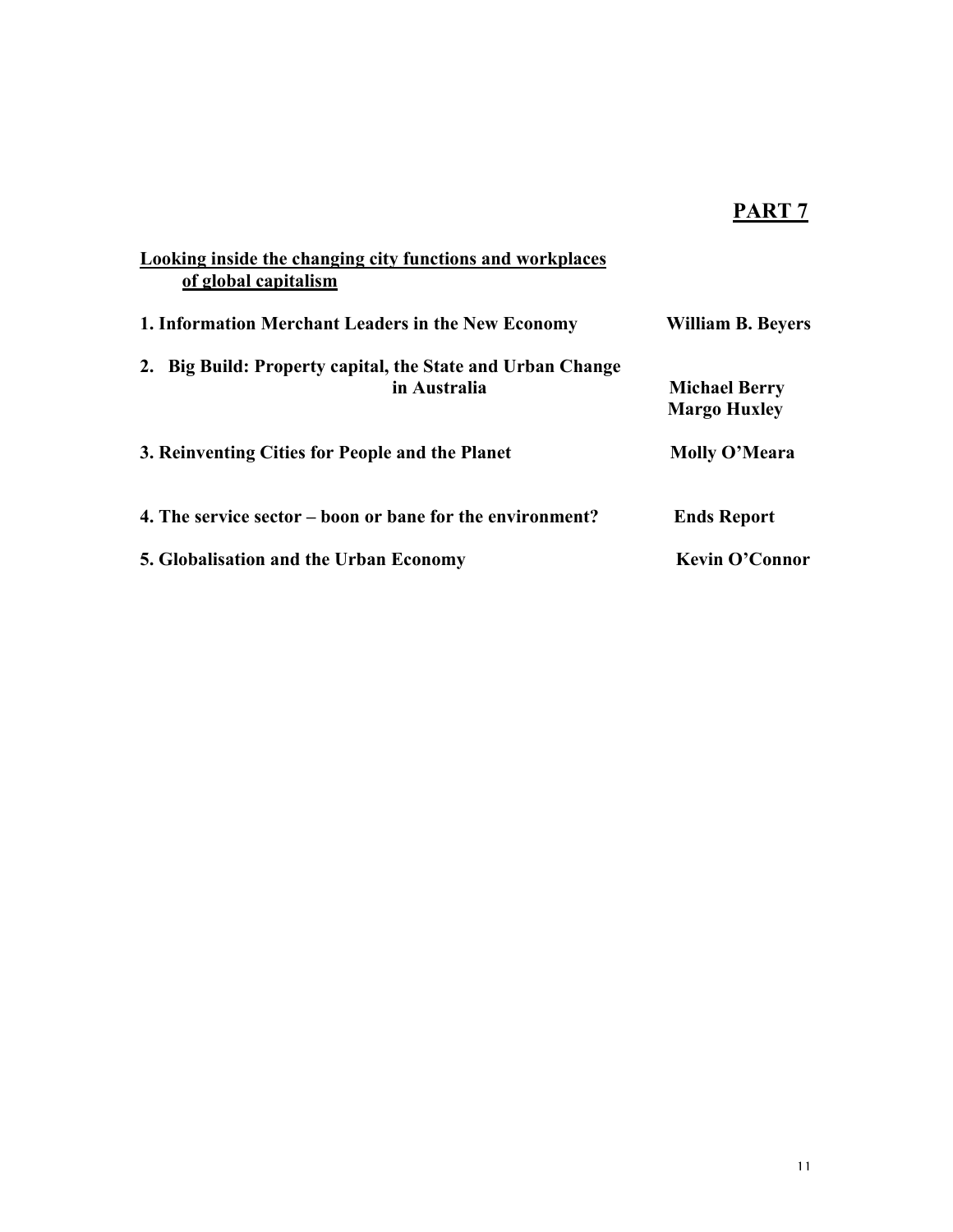# PART 7

## Looking inside the changing city functions and workplaces of global capitalism

| | |
|---|---|
| **1. Information Merchant Leaders in the New Economy** | **William B. Beyers** |
| **2. Big Build: Property capital, the State and Urban Change in Australia** | **Michael Berry**<br>**Margo Huxley** |
| **3. Reinventing Cities for People and the Planet** | **Molly O'Meara** |
| **4. The service sector – boon or bane for the environment?** | **Ends Report** |
| **5. Globalisation and the Urban Economy** | **Kevin O'Connor** |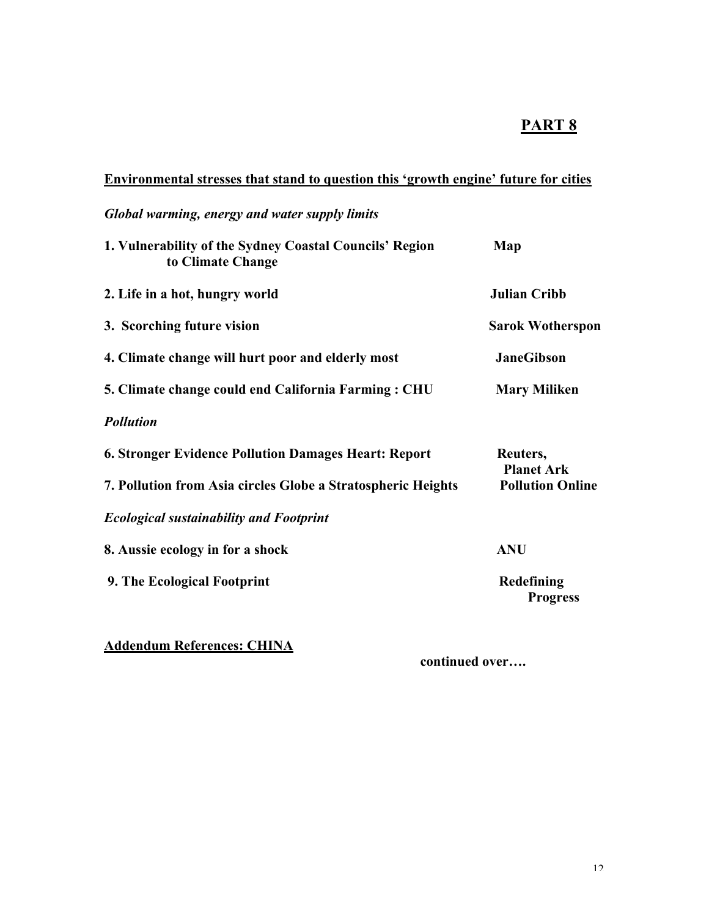# PART 8

**Environmental stresses that stand to question this 'growth engine' future for cities**

***Global warming, energy and water supply limits***

| | |
|---|---|
| **1. Vulnerability of the Sydney Coastal Councils' Region to Climate Change** | **Map** |
| **2. Life in a hot, hungry world** | **Julian Cribb** |
| **3. Scorching future vision** | **Sarok Wotherspon** |
| **4. Climate change will hurt poor and elderly most** | **JaneGibson** |
| **5. Climate change could end California Farming : CHU** | **Mary Miliken** |

***Pollution***

| | |
|---|---|
| **6. Stronger Evidence Pollution Damages Heart: Report** | **Reuters, Planet Ark** |
| **7. Pollution from Asia circles Globe a Stratospheric Heights** | **Pollution Online** |

***Ecological sustainability and Footprint***

| | |
|---|---|
| **8. Aussie ecology in for a shock** | **ANU** |
| **9. The Ecological Footprint** | **Redefining Progress** |

**Addendum References: CHINA**

**continued over….**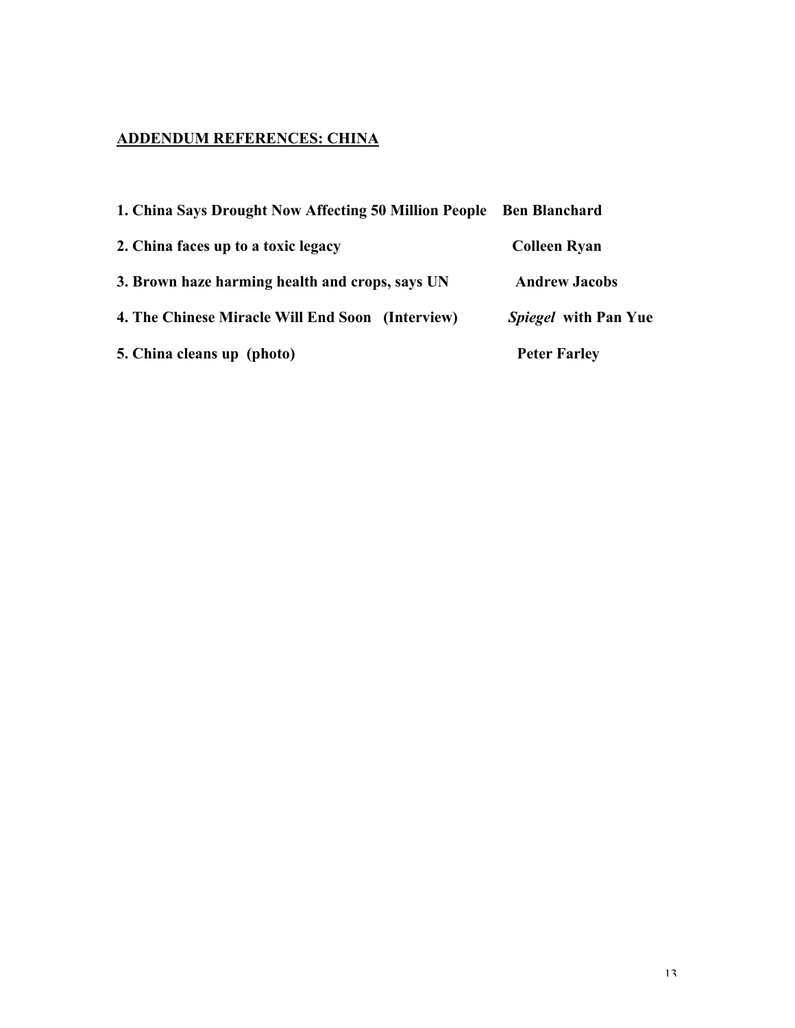## ADDENDUM REFERENCES: CHINA

| | |
|---|---|
| **1. China Says Drought Now Affecting 50 Million People** | **Ben Blanchard** |
| **2. China faces up to a toxic legacy** | **Colleen Ryan** |
| **3. Brown haze harming health and crops, says UN** | **Andrew Jacobs** |
| **4. The Chinese Miracle Will End Soon (Interview)** | ***Spiegel* with Pan Yue** |
| **5. China cleans up (photo)** | **Peter Farley** |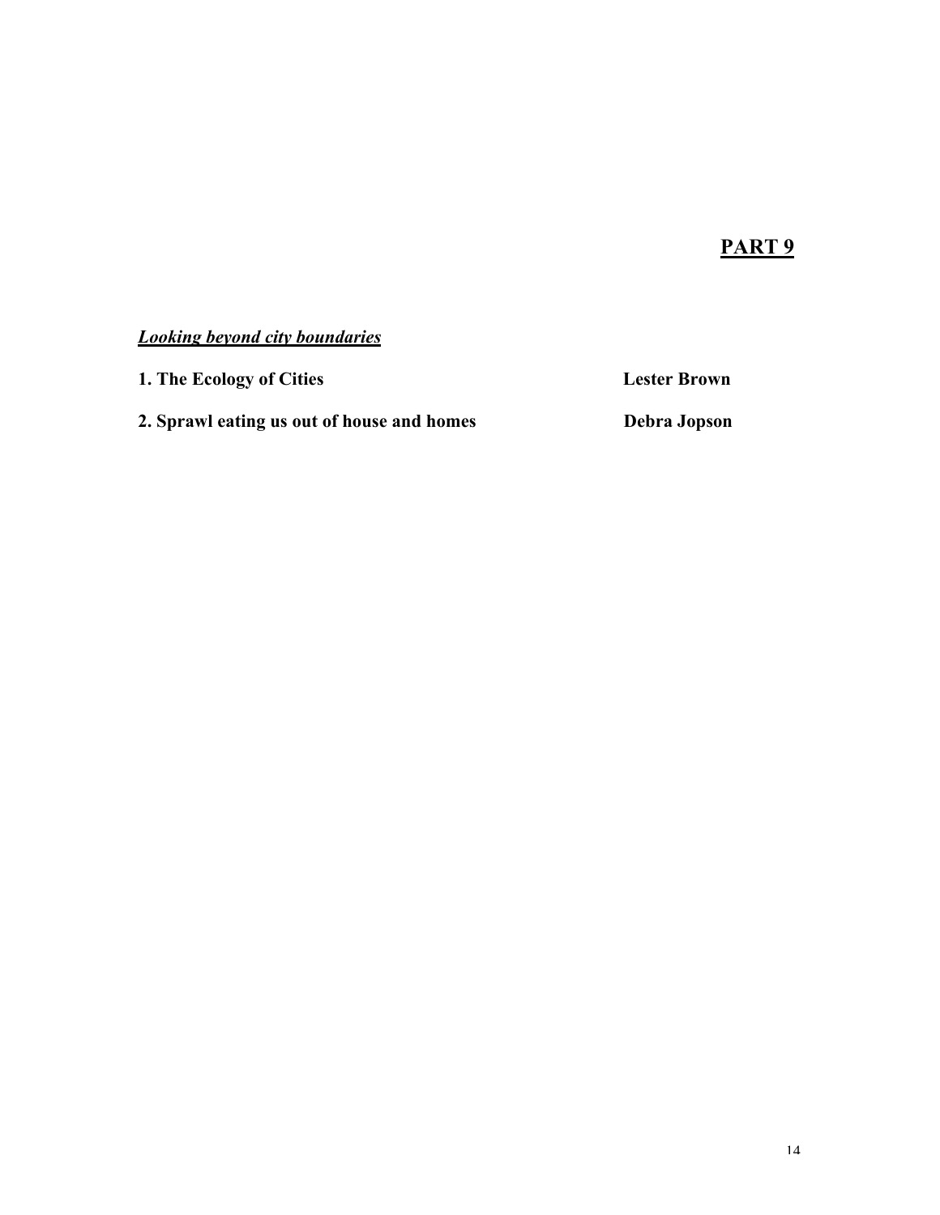## PART 9

***Looking beyond city boundaries***

**1. The Ecology of Cities** **Lester Brown**

**2. Sprawl eating us out of house and homes** **Debra Jopson**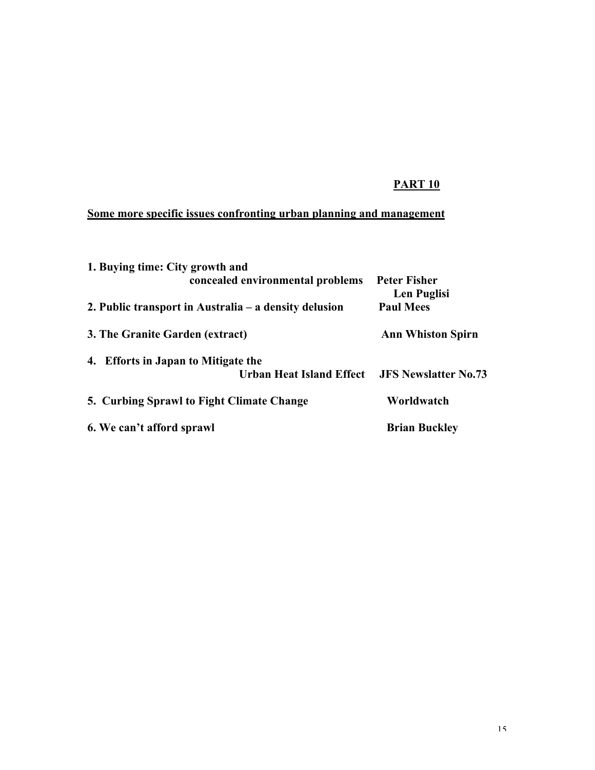## PART 10

## Some more specific issues confronting urban planning and management

| | |
|---|---|
| **1. Buying time: City growth and concealed environmental problems** | **Peter Fisher, Len Puglisi** |
| **2. Public transport in Australia – a density delusion** | **Paul Mees** |
| **3. The Granite Garden (extract)** | **Ann Whiston Spirn** |
| **4. Efforts in Japan to Mitigate the Urban Heat Island Effect** | **JFS Newslatter No.73** |
| **5. Curbing Sprawl to Fight Climate Change** | **Worldwatch** |
| **6. We can't afford sprawl** | **Brian Buckley** |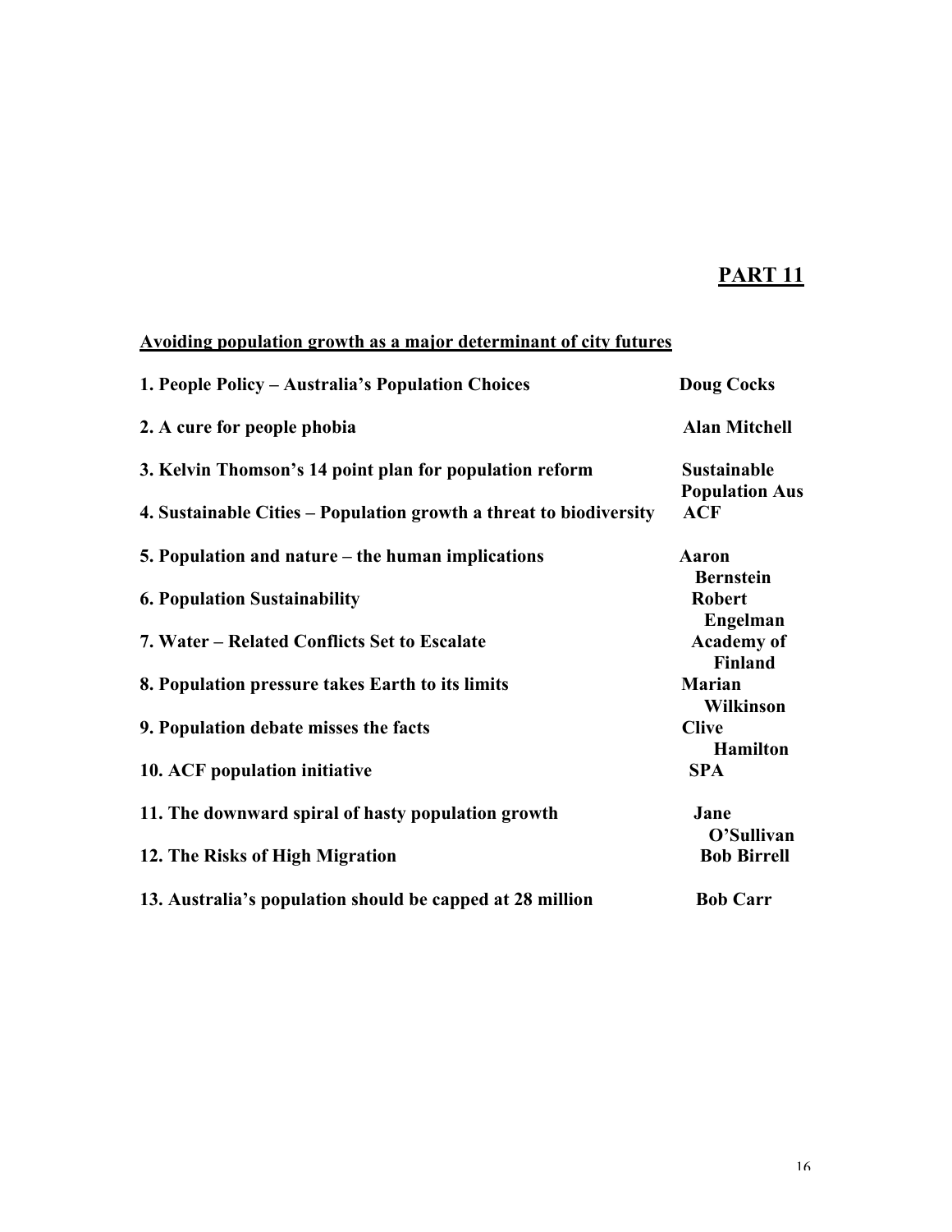## PART 11

**Avoiding population growth as a major determinant of city futures**

| | |
|---|---|
| **1. People Policy – Australia's Population Choices** | **Doug Cocks** |
| **2. A cure for people phobia** | **Alan Mitchell** |
| **3. Kelvin Thomson's 14 point plan for population reform** | **Sustainable Population Aus** |
| **4. Sustainable Cities – Population growth a threat to biodiversity** | **ACF** |
| **5. Population and nature – the human implications** | **Aaron Bernstein** |
| **6. Population Sustainability** | **Robert Engelman** |
| **7. Water – Related Conflicts Set to Escalate** | **Academy of Finland** |
| **8. Population pressure takes Earth to its limits** | **Marian Wilkinson** |
| **9. Population debate misses the facts** | **Clive Hamilton** |
| **10. ACF population initiative** | **SPA** |
| **11. The downward spiral of hasty population growth** | **Jane O'Sullivan** |
| **12. The Risks of High Migration** | **Bob Birrell** |
| **13. Australia's population should be capped at 28 million** | **Bob Carr** |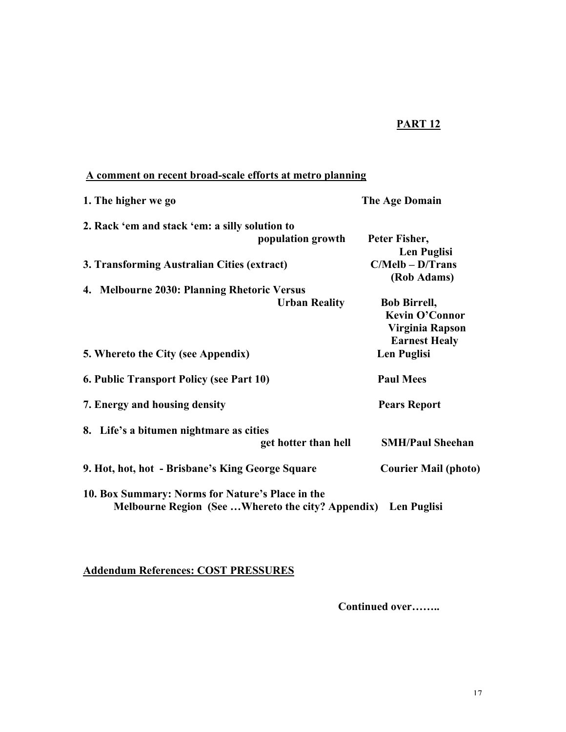## PART 12

**A comment on recent broad-scale efforts at metro planning**

| | |
|---|---|
| **1. The higher we go** | **The Age Domain** |
| **2. Rack 'em and stack 'em: a silly solution to population growth** | **Peter Fisher, Len Puglisi** |
| **3. Transforming Australian Cities (extract)** | **C/Melb – D/Trans (Rob Adams)** |
| **4. Melbourne 2030: Planning Rhetoric Versus Urban Reality** | **Bob Birrell, Kevin O'Connor, Virginia Rapson, Earnest Healy** |
| **5. Whereto the City (see Appendix)** | **Len Puglisi** |
| **6. Public Transport Policy (see Part 10)** | **Paul Mees** |
| **7. Energy and housing density** | **Pears Report** |
| **8. Life's a bitumen nightmare as cities get hotter than hell** | **SMH/Paul Sheehan** |
| **9. Hot, hot, hot - Brisbane's King George Square** | **Courier Mail (photo)** |
| **10. Box Summary: Norms for Nature's Place in the Melbourne Region (See …Whereto the city? Appendix)** | **Len Puglisi** |

**Addendum References: COST PRESSURES**

**Continued over……..**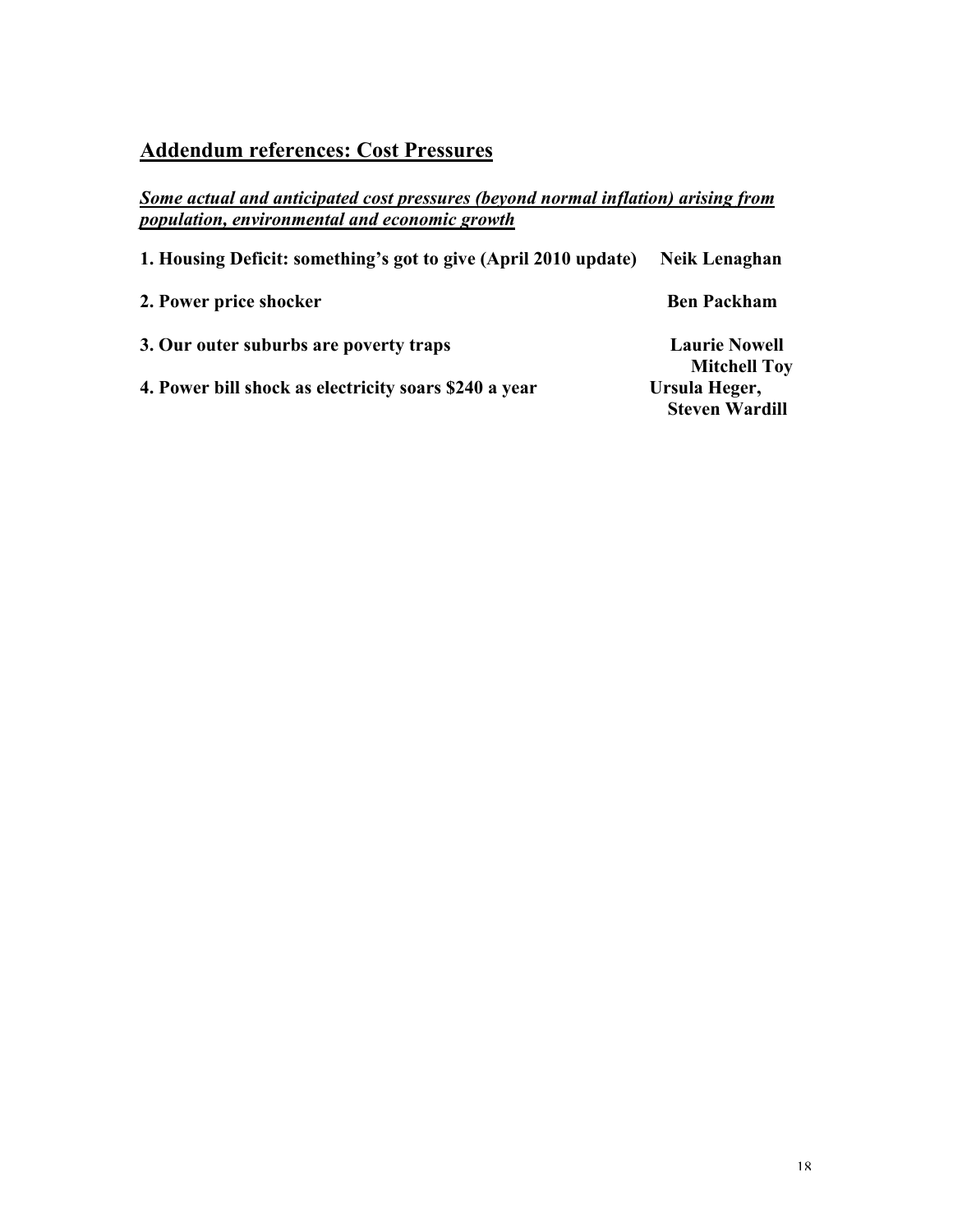## Addendum references: Cost Pressures

***Some actual and anticipated cost pressures (beyond normal inflation) arising from population, environmental and economic growth***

**1. Housing Deficit: something's got to give (April 2010 update)** **Neik Lenaghan**

**2. Power price shocker** **Ben Packham**

**3. Our outer suburbs are poverty traps** **Laurie Nowell, Mitchell Toy**

**4. Power bill shock as electricity soars $240 a year** **Ursula Heger, Steven Wardill**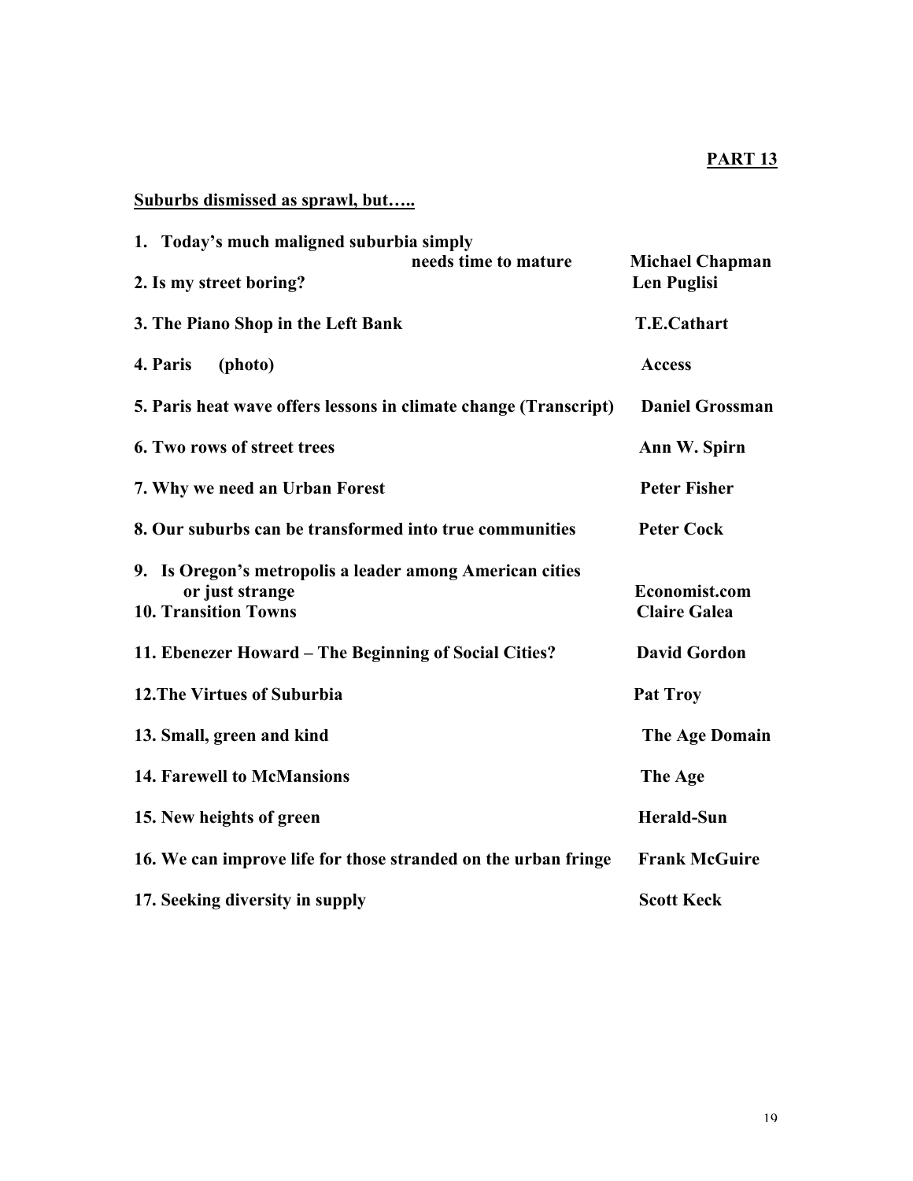**PART 13**

**Suburbs dismissed as sprawl, but…..**

| | |
|---|---|
| **1. Today's much maligned suburbia simply needs time to mature** | **Michael Chapman** |
| **2. Is my street boring?** | **Len Puglisi** |
| **3. The Piano Shop in the Left Bank** | **T.E.Cathart** |
| **4. Paris (photo)** | **Access** |
| **5. Paris heat wave offers lessons in climate change (Transcript)** | **Daniel Grossman** |
| **6. Two rows of street trees** | **Ann W. Spirn** |
| **7. Why we need an Urban Forest** | **Peter Fisher** |
| **8. Our suburbs can be transformed into true communities** | **Peter Cock** |
| **9. Is Oregon's metropolis a leader among American cities or just strange** | **Economist.com** |
| **10. Transition Towns** | **Claire Galea** |
| **11. Ebenezer Howard – The Beginning of Social Cities?** | **David Gordon** |
| **12.The Virtues of Suburbia** | **Pat Troy** |
| **13. Small, green and kind** | **The Age Domain** |
| **14. Farewell to McMansions** | **The Age** |
| **15. New heights of green** | **Herald-Sun** |
| **16. We can improve life for those stranded on the urban fringe** | **Frank McGuire** |
| **17. Seeking diversity in supply** | **Scott Keck** |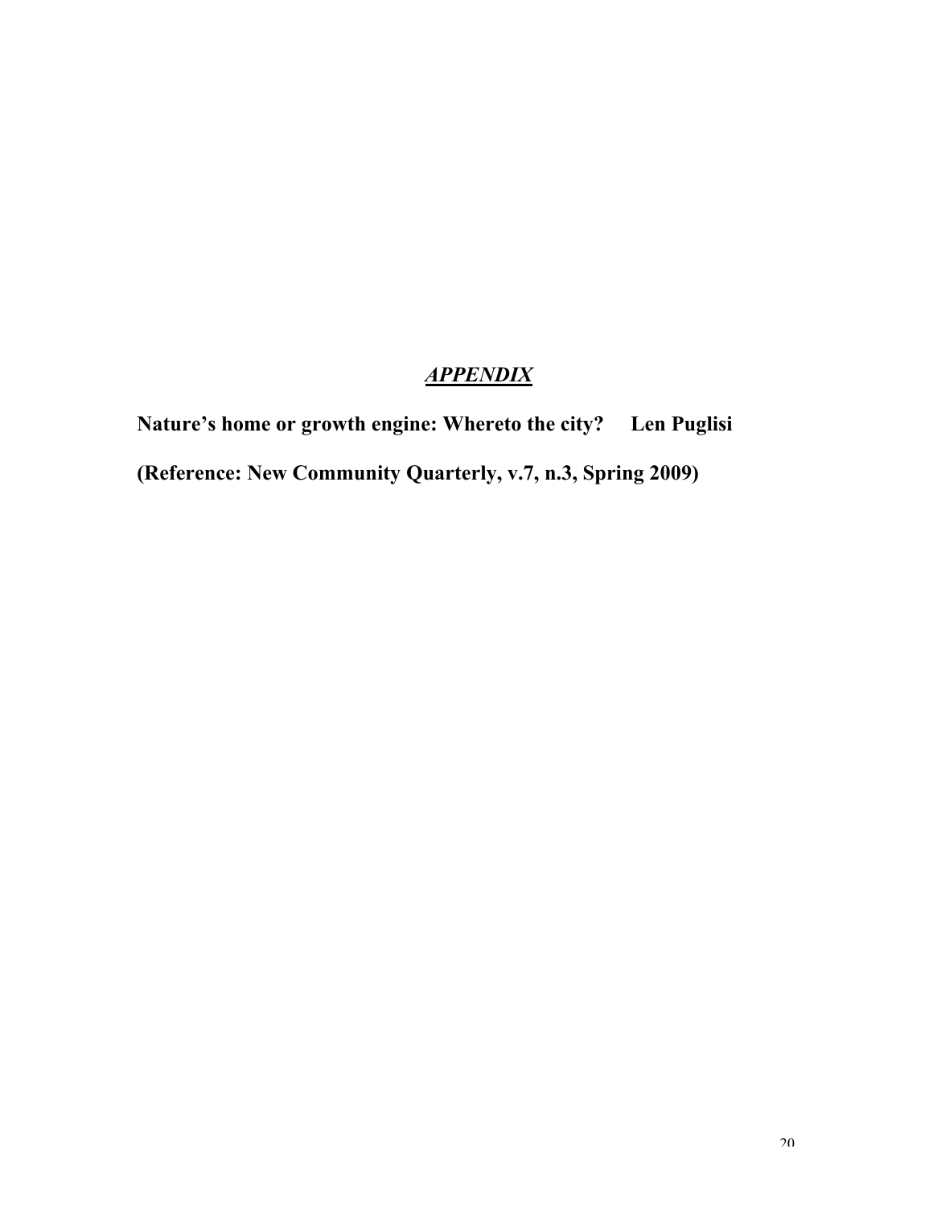# ***APPENDIX***

**Nature's home or growth engine: Whereto the city? Len Puglisi**

**(Reference: New Community Quarterly, v.7, n.3, Spring 2009)**